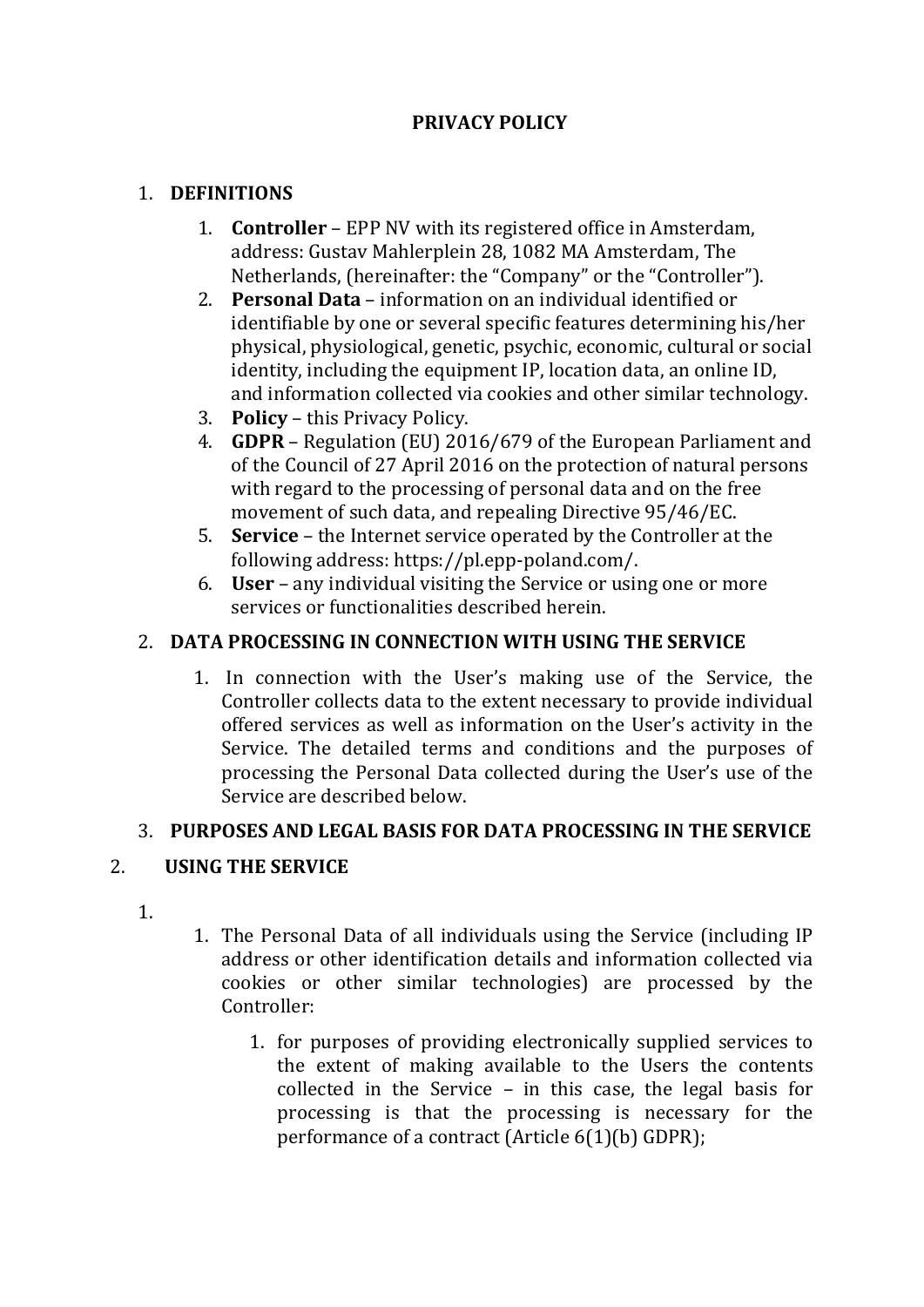# PRIVACY POLICY

1. **DEFINITIONS**
    1. **Controller** – EPP NV with its registered office in Amsterdam, address: Gustav Mahlerplein 28, 1082 MA Amsterdam, The Netherlands, (hereinafter: the "Company" or the "Controller").
    2. **Personal Data** – information on an individual identified or identifiable by one or several specific features determining his/her physical, physiological, genetic, psychic, economic, cultural or social identity, including the equipment IP, location data, an online ID, and information collected via cookies and other similar technology.
    3. **Policy** – this Privacy Policy.
    4. **GDPR** – Regulation (EU) 2016/679 of the European Parliament and of the Council of 27 April 2016 on the protection of natural persons with regard to the processing of personal data and on the free movement of such data, and repealing Directive 95/46/EC.
    5. **Service** – the Internet service operated by the Controller at the following address: https://pl.epp-poland.com/.
    6. **User** – any individual visiting the Service or using one or more services or functionalities described herein.

2. **DATA PROCESSING IN CONNECTION WITH USING THE SERVICE**
    1. In connection with the User's making use of the Service, the Controller collects data to the extent necessary to provide individual offered services as well as information on the User's activity in the Service. The detailed terms and conditions and the purposes of processing the Personal Data collected during the User's use of the Service are described below.

3. **PURPOSES AND LEGAL BASIS FOR DATA PROCESSING IN THE SERVICE**

2. **USING THE SERVICE**

1.
    1. The Personal Data of all individuals using the Service (including IP address or other identification details and information collected via cookies or other similar technologies) are processed by the Controller:
        1. for purposes of providing electronically supplied services to the extent of making available to the Users the contents collected in the Service – in this case, the legal basis for processing is that the processing is necessary for the performance of a contract (Article 6(1)(b) GDPR);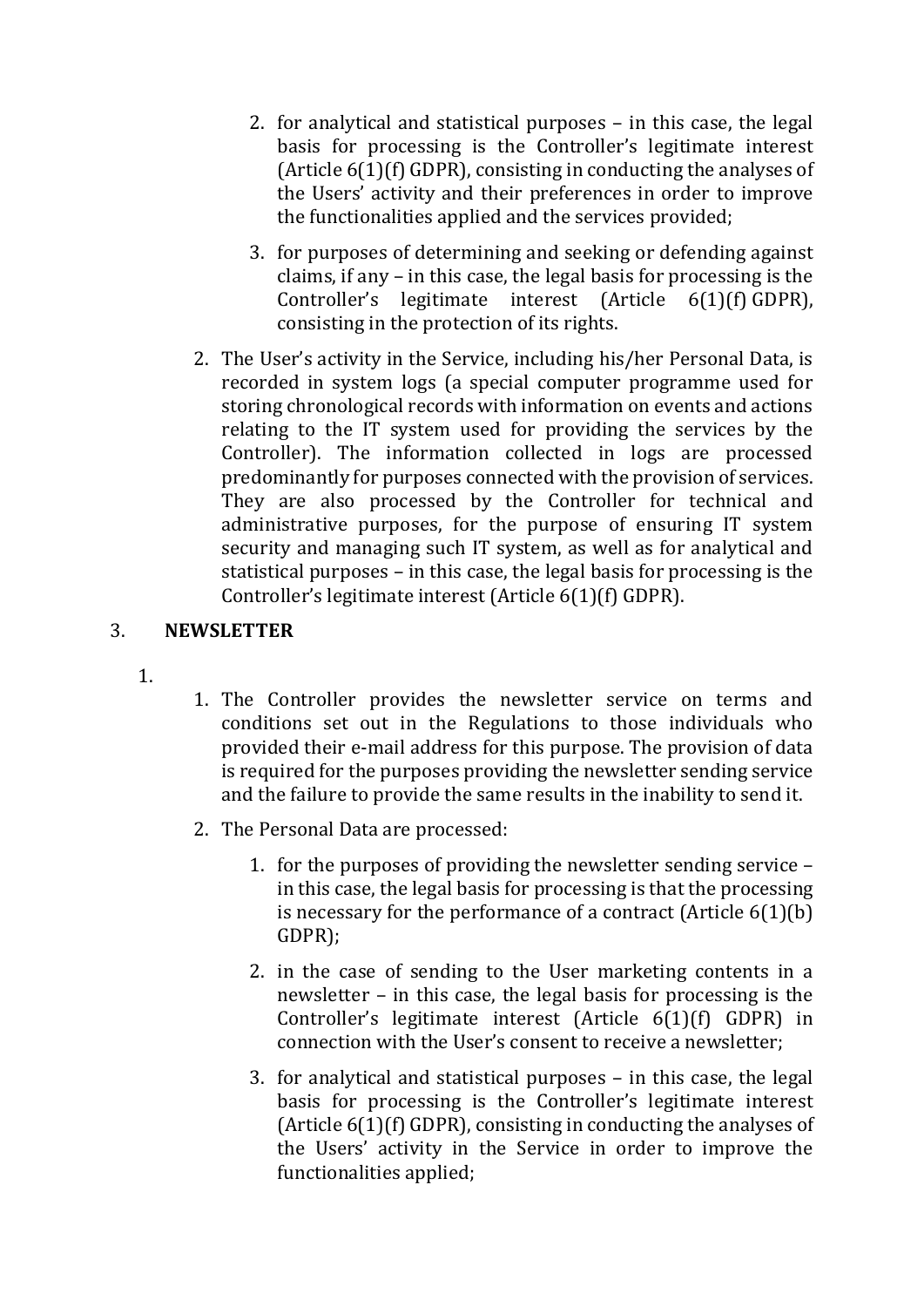2. for analytical and statistical purposes – in this case, the legal basis for processing is the Controller's legitimate interest (Article 6(1)(f) GDPR), consisting in conducting the analyses of the Users' activity and their preferences in order to improve the functionalities applied and the services provided;

3. for purposes of determining and seeking or defending against claims, if any – in this case, the legal basis for processing is the Controller's legitimate interest (Article 6(1)(f) GDPR), consisting in the protection of its rights.

2. The User's activity in the Service, including his/her Personal Data, is recorded in system logs (a special computer programme used for storing chronological records with information on events and actions relating to the IT system used for providing the services by the Controller). The information collected in logs are processed predominantly for purposes connected with the provision of services. They are also processed by the Controller for technical and administrative purposes, for the purpose of ensuring IT system security and managing such IT system, as well as for analytical and statistical purposes – in this case, the legal basis for processing is the Controller's legitimate interest (Article 6(1)(f) GDPR).

## 3. NEWSLETTER

1.

1. The Controller provides the newsletter service on terms and conditions set out in the Regulations to those individuals who provided their e-mail address for this purpose. The provision of data is required for the purposes providing the newsletter sending service and the failure to provide the same results in the inability to send it.

2. The Personal Data are processed:

   1. for the purposes of providing the newsletter sending service – in this case, the legal basis for processing is that the processing is necessary for the performance of a contract (Article 6(1)(b) GDPR);

   2. in the case of sending to the User marketing contents in a newsletter – in this case, the legal basis for processing is the Controller's legitimate interest (Article 6(1)(f) GDPR) in connection with the User's consent to receive a newsletter;

   3. for analytical and statistical purposes – in this case, the legal basis for processing is the Controller's legitimate interest (Article 6(1)(f) GDPR), consisting in conducting the analyses of the Users' activity in the Service in order to improve the functionalities applied;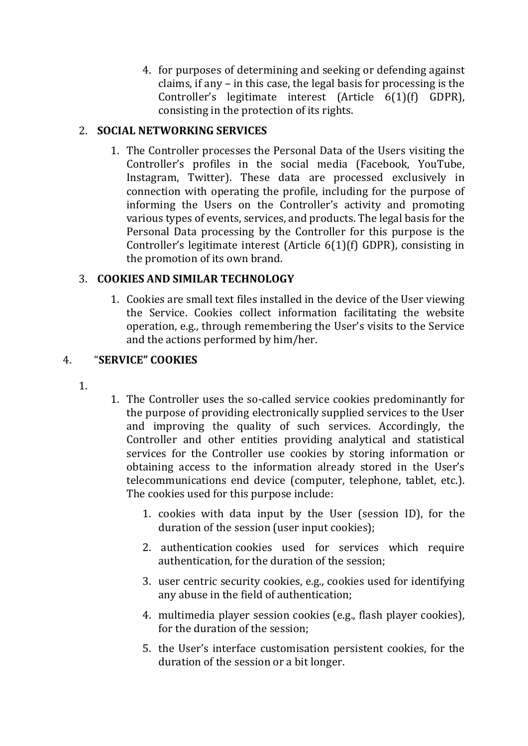4. for purposes of determining and seeking or defending against claims, if any – in this case, the legal basis for processing is the Controller's legitimate interest (Article 6(1)(f) GDPR), consisting in the protection of its rights.

2. **SOCIAL NETWORKING SERVICES**

   1. The Controller processes the Personal Data of the Users visiting the Controller's profiles in the social media (Facebook, YouTube, Instagram, Twitter). These data are processed exclusively in connection with operating the profile, including for the purpose of informing the Users on the Controller's activity and promoting various types of events, services, and products. The legal basis for the Personal Data processing by the Controller for this purpose is the Controller's legitimate interest (Article 6(1)(f) GDPR), consisting in the promotion of its own brand.

3. **COOKIES AND SIMILAR TECHNOLOGY**

   1. Cookies are small text files installed in the device of the User viewing the Service. Cookies collect information facilitating the website operation, e.g., through remembering the User's visits to the Service and the actions performed by him/her.

4. "**SERVICE" COOKIES**

   1.
      1. The Controller uses the so-called service cookies predominantly for the purpose of providing electronically supplied services to the User and improving the quality of such services. Accordingly, the Controller and other entities providing analytical and statistical services for the Controller use cookies by storing information or obtaining access to the information already stored in the User's telecommunications end device (computer, telephone, tablet, etc.). The cookies used for this purpose include:

         1. cookies with data input by the User (session ID), for the duration of the session (user input cookies);
         2. authentication cookies used for services which require authentication, for the duration of the session;
         3. user centric security cookies, e.g., cookies used for identifying any abuse in the field of authentication;
         4. multimedia player session cookies (e.g., flash player cookies), for the duration of the session;
         5. the User's interface customisation persistent cookies, for the duration of the session or a bit longer.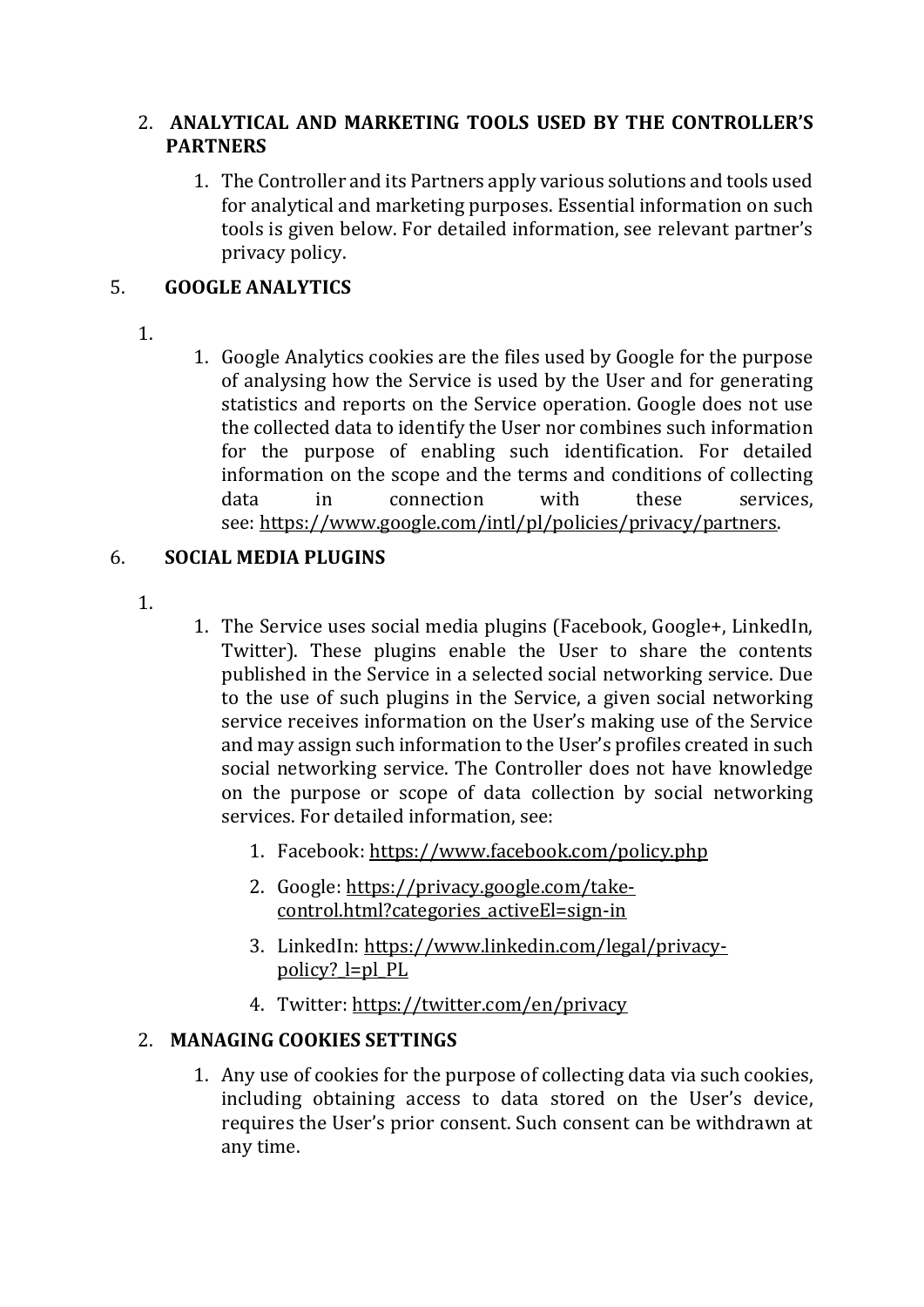2. **ANALYTICAL AND MARKETING TOOLS USED BY THE CONTROLLER'S PARTNERS**

    1. The Controller and its Partners apply various solutions and tools used for analytical and marketing purposes. Essential information on such tools is given below. For detailed information, see relevant partner's privacy policy.

5. **GOOGLE ANALYTICS**

    1.
        1. Google Analytics cookies are the files used by Google for the purpose of analysing how the Service is used by the User and for generating statistics and reports on the Service operation. Google does not use the collected data to identify the User nor combines such information for the purpose of enabling such identification. For detailed information on the scope and the terms and conditions of collecting data in connection with these services, see: https://www.google.com/intl/pl/policies/privacy/partners.

6. **SOCIAL MEDIA PLUGINS**

    1.
        1. The Service uses social media plugins (Facebook, Google+, LinkedIn, Twitter). These plugins enable the User to share the contents published in the Service in a selected social networking service. Due to the use of such plugins in the Service, a given social networking service receives information on the User's making use of the Service and may assign such information to the User's profiles created in such social networking service. The Controller does not have knowledge on the purpose or scope of data collection by social networking services. For detailed information, see:

            1. Facebook: https://www.facebook.com/policy.php
            2. Google: https://privacy.google.com/take-control.html?categories_activeEl=sign-in
            3. LinkedIn: https://www.linkedin.com/legal/privacy-policy?_l=pl_PL
            4. Twitter: https://twitter.com/en/privacy

2. **MANAGING COOKIES SETTINGS**

    1. Any use of cookies for the purpose of collecting data via such cookies, including obtaining access to data stored on the User's device, requires the User's prior consent. Such consent can be withdrawn at any time.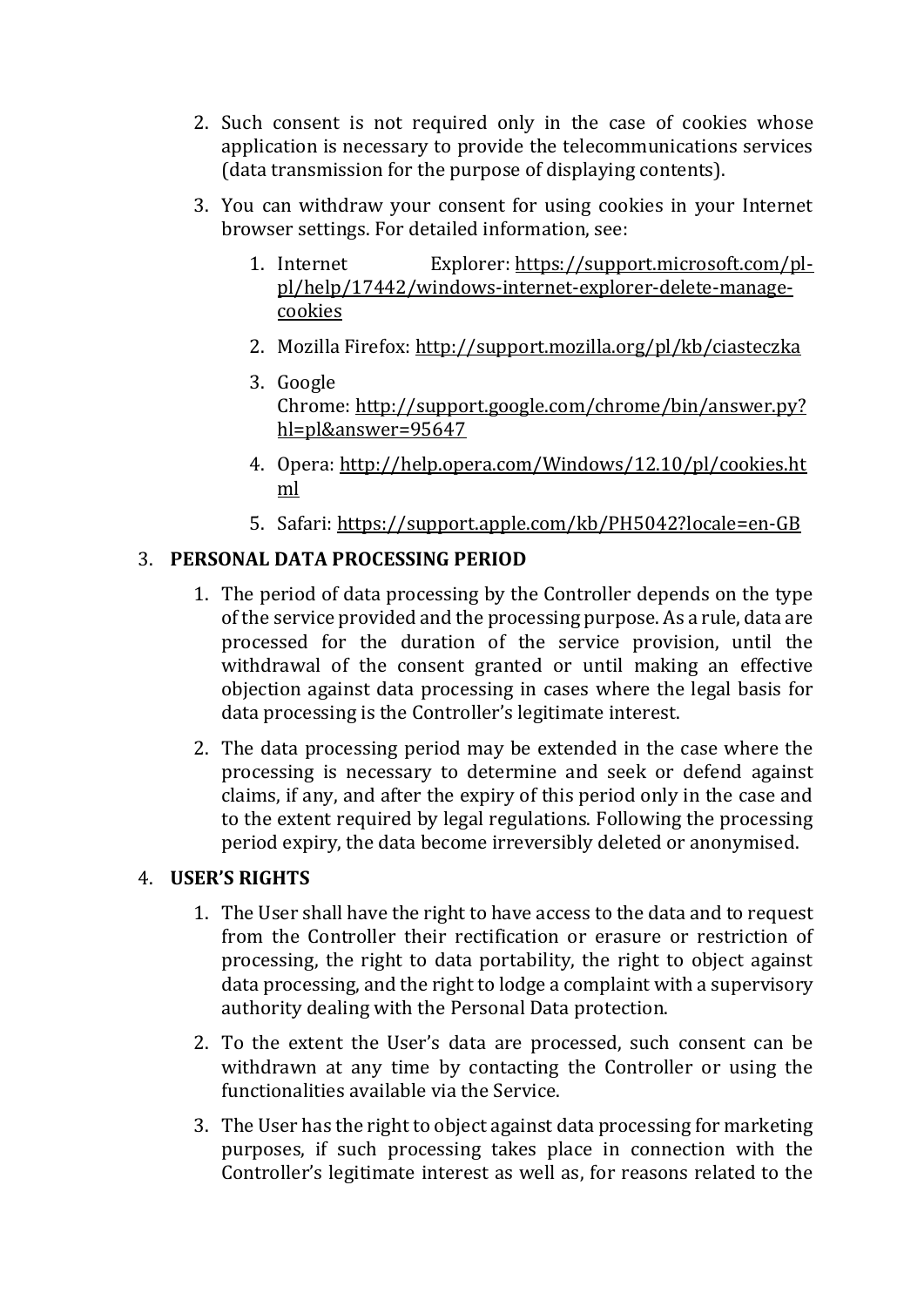2. Such consent is not required only in the case of cookies whose application is necessary to provide the telecommunications services (data transmission for the purpose of displaying contents).

3. You can withdraw your consent for using cookies in your Internet browser settings. For detailed information, see:

    1. Internet Explorer: https://support.microsoft.com/pl-pl/help/17442/windows-internet-explorer-delete-manage-cookies

    2. Mozilla Firefox: http://support.mozilla.org/pl/kb/ciasteczka

    3. Google Chrome: http://support.google.com/chrome/bin/answer.py?hl=pl&answer=95647

    4. Opera: http://help.opera.com/Windows/12.10/pl/cookies.html

    5. Safari: https://support.apple.com/kb/PH5042?locale=en-GB

3. **PERSONAL DATA PROCESSING PERIOD**

    1. The period of data processing by the Controller depends on the type of the service provided and the processing purpose. As a rule, data are processed for the duration of the service provision, until the withdrawal of the consent granted or until making an effective objection against data processing in cases where the legal basis for data processing is the Controller's legitimate interest.

    2. The data processing period may be extended in the case where the processing is necessary to determine and seek or defend against claims, if any, and after the expiry of this period only in the case and to the extent required by legal regulations. Following the processing period expiry, the data become irreversibly deleted or anonymised.

4. **USER'S RIGHTS**

    1. The User shall have the right to have access to the data and to request from the Controller their rectification or erasure or restriction of processing, the right to data portability, the right to object against data processing, and the right to lodge a complaint with a supervisory authority dealing with the Personal Data protection.

    2. To the extent the User's data are processed, such consent can be withdrawn at any time by contacting the Controller or using the functionalities available via the Service.

    3. The User has the right to object against data processing for marketing purposes, if such processing takes place in connection with the Controller's legitimate interest as well as, for reasons related to the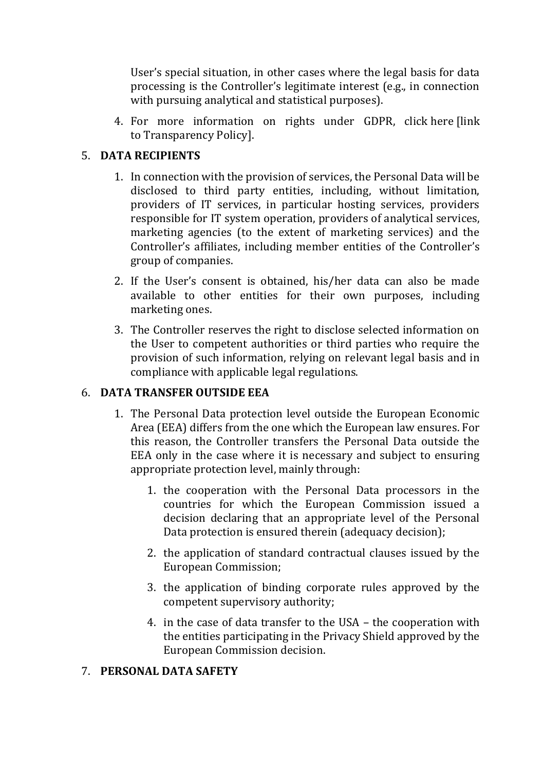User's special situation, in other cases where the legal basis for data processing is the Controller's legitimate interest (e.g., in connection with pursuing analytical and statistical purposes).

4. For more information on rights under GDPR, click here [link to Transparency Policy].

5. **DATA RECIPIENTS**

   1. In connection with the provision of services, the Personal Data will be disclosed to third party entities, including, without limitation, providers of IT services, in particular hosting services, providers responsible for IT system operation, providers of analytical services, marketing agencies (to the extent of marketing services) and the Controller's affiliates, including member entities of the Controller's group of companies.

   2. If the User's consent is obtained, his/her data can also be made available to other entities for their own purposes, including marketing ones.

   3. The Controller reserves the right to disclose selected information on the User to competent authorities or third parties who require the provision of such information, relying on relevant legal basis and in compliance with applicable legal regulations.

6. **DATA TRANSFER OUTSIDE EEA**

   1. The Personal Data protection level outside the European Economic Area (EEA) differs from the one which the European law ensures. For this reason, the Controller transfers the Personal Data outside the EEA only in the case where it is necessary and subject to ensuring appropriate protection level, mainly through:

      1. the cooperation with the Personal Data processors in the countries for which the European Commission issued a decision declaring that an appropriate level of the Personal Data protection is ensured therein (adequacy decision);

      2. the application of standard contractual clauses issued by the European Commission;

      3. the application of binding corporate rules approved by the competent supervisory authority;

      4. in the case of data transfer to the USA – the cooperation with the entities participating in the Privacy Shield approved by the European Commission decision.

7. **PERSONAL DATA SAFETY**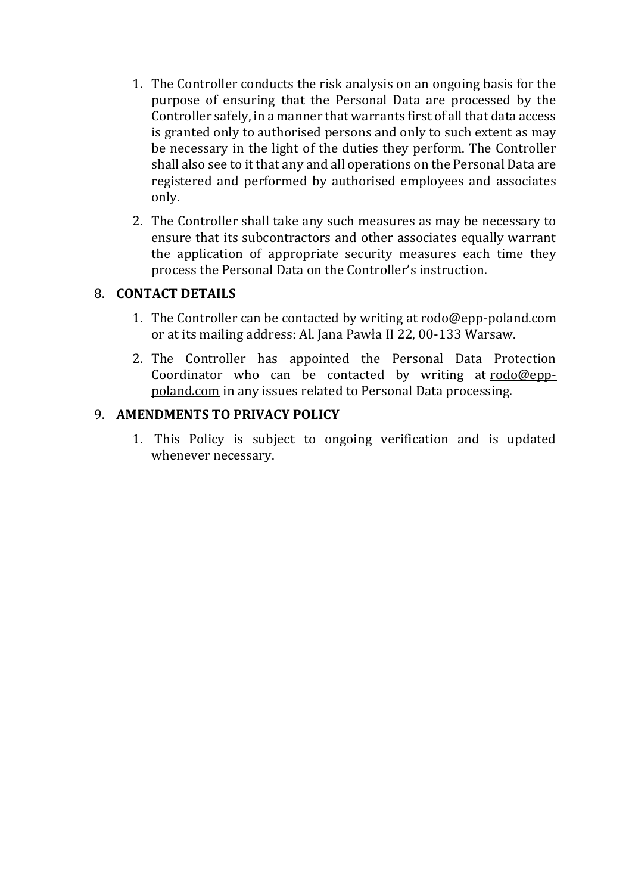1. The Controller conducts the risk analysis on an ongoing basis for the purpose of ensuring that the Personal Data are processed by the Controller safely, in a manner that warrants first of all that data access is granted only to authorised persons and only to such extent as may be necessary in the light of the duties they perform. The Controller shall also see to it that any and all operations on the Personal Data are registered and performed by authorised employees and associates only.
2. The Controller shall take any such measures as may be necessary to ensure that its subcontractors and other associates equally warrant the application of appropriate security measures each time they process the Personal Data on the Controller's instruction.

## 8. CONTACT DETAILS

1. The Controller can be contacted by writing at rodo@epp-poland.com or at its mailing address: Al. Jana Pawła II 22, 00-133 Warsaw.
2. The Controller has appointed the Personal Data Protection Coordinator who can be contacted by writing at rodo@epp-poland.com in any issues related to Personal Data processing.

## 9. AMENDMENTS TO PRIVACY POLICY

1. This Policy is subject to ongoing verification and is updated whenever necessary.